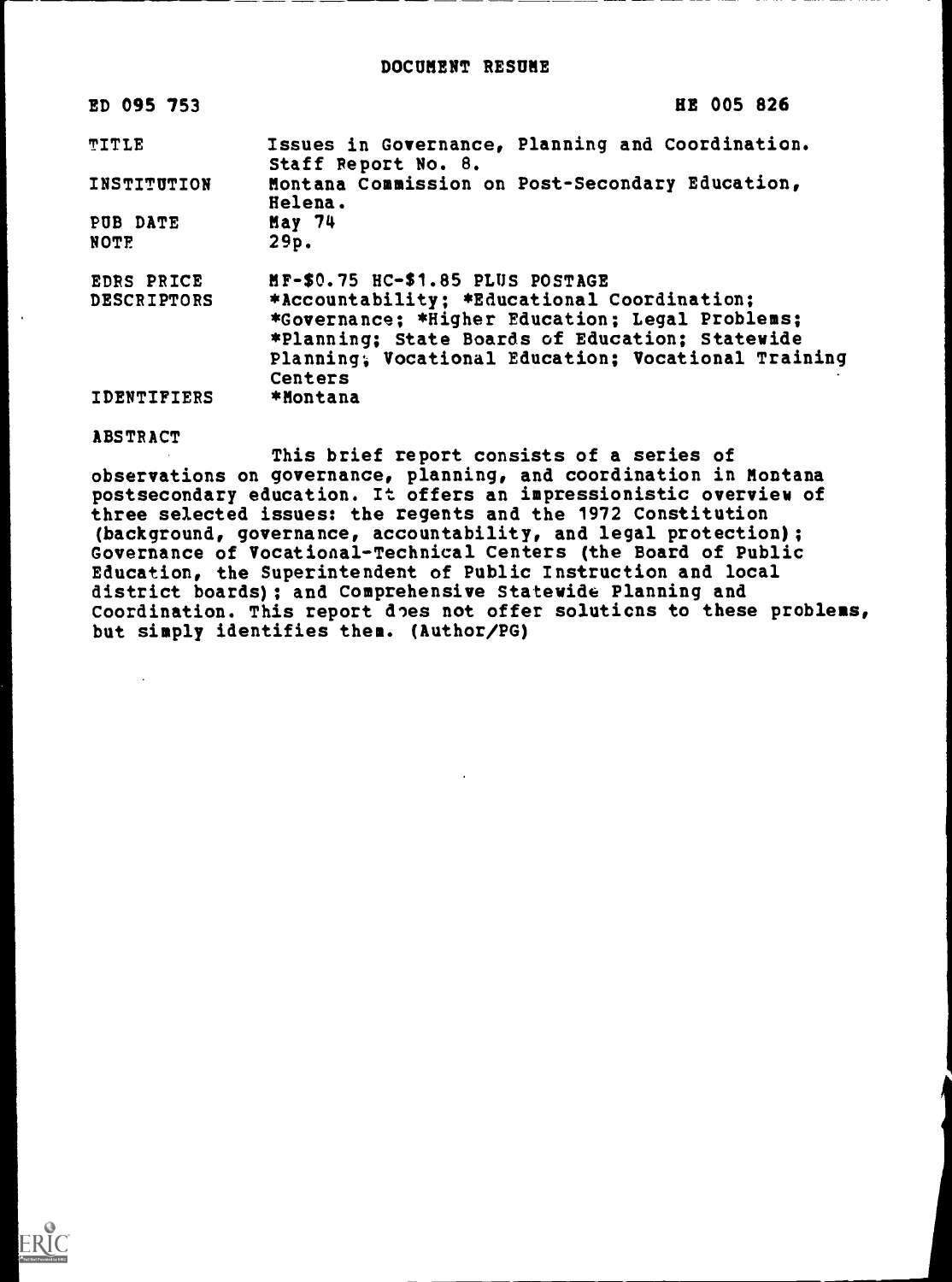DOCUMENT RESUME

| | | |
|---|---|---|
| ED 095 753 | | HE 005 826 |
| TITLE | Issues in Governance, Planning and Coordination. Staff Report No. 8. | |
| INSTITUTION | Montana Commission on Post-Secondary Education, Helena. | |
| PUB DATE | May 74 | |
| NOTE | 29p. | |
| EDRS PRICE | MF-$0.75 HC-$1.85 PLUS POSTAGE | |
| DESCRIPTORS | *Accountability; *Educational Coordination; *Governance; *Higher Education; Legal Problems; *Planning; State Boards of Education; Statewide Planning; Vocational Education; Vocational Training Centers | |
| IDENTIFIERS | *Montana | |

ABSTRACT

This brief report consists of a series of observations on governance, planning, and coordination in Montana postsecondary education. It offers an impressionistic overview of three selected issues: the regents and the 1972 Constitution (background, governance, accountability, and legal protection); Governance of Vocational-Technical Centers (the Board of Public Education, the Superintendent of Public Instruction and local district boards); and Comprehensive Statewide Planning and Coordination. This report does not offer solutions to these problems, but simply identifies them. (Author/PG)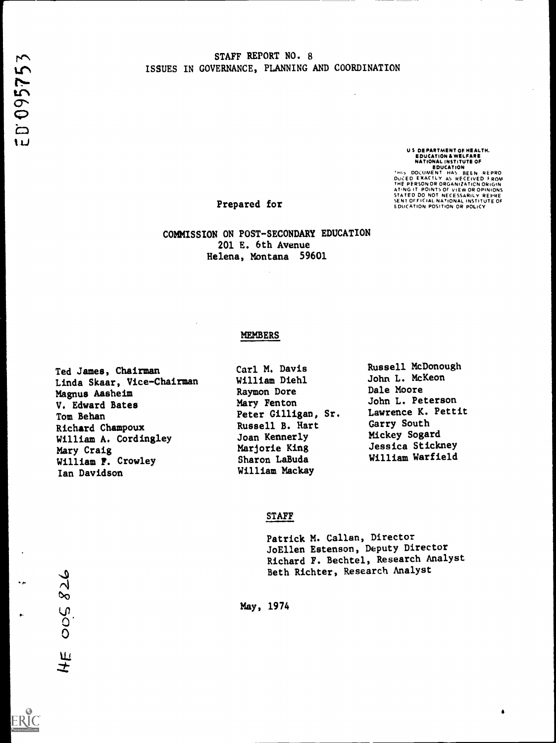# STAFF REPORT NO. 8
# ISSUES IN GOVERNANCE, PLANNING AND COORDINATION

U S DEPARTMENT OF HEALTH, EDUCATION & WELFARE NATIONAL INSTITUTE OF EDUCATION
THIS DOCUMENT HAS BEEN REPRODUCED EXACTLY AS RECEIVED FROM THE PERSON OR ORGANIZATION ORIGINATING IT. POINTS OF VIEW OR OPINIONS STATED DO NOT NECESSARILY REPRESENT OFFICIAL NATIONAL INSTITUTE OF EDUCATION POSITION OR POLICY

Prepared for

COMMISSION ON POST-SECONDARY EDUCATION
201 E. 6th Avenue
Helena, Montana 59601

## MEMBERS

Ted James, Chairman
Linda Skaar, Vice-Chairman
Magnus Aasheim
V. Edward Bates
Tom Behan
Richard Champoux
William A. Cordingley
Mary Craig
William F. Crowley
Ian Davidson
Carl M. Davis
William Diehl
Raymon Dore
Mary Fenton
Peter Gilligan, Sr.
Russell B. Hart
Joan Kennerly
Marjorie King
Sharon LaBuda
William Mackay
Russell McDonough
John L. McKeon
Dale Moore
John L. Peterson
Lawrence K. Pettit
Garry South
Mickey Sogard
Jessica Stickney
William Warfield

## STAFF

Patrick M. Callan, Director
JoEllen Estenson, Deputy Director
Richard F. Bechtel, Research Analyst
Beth Richter, Research Analyst

May, 1974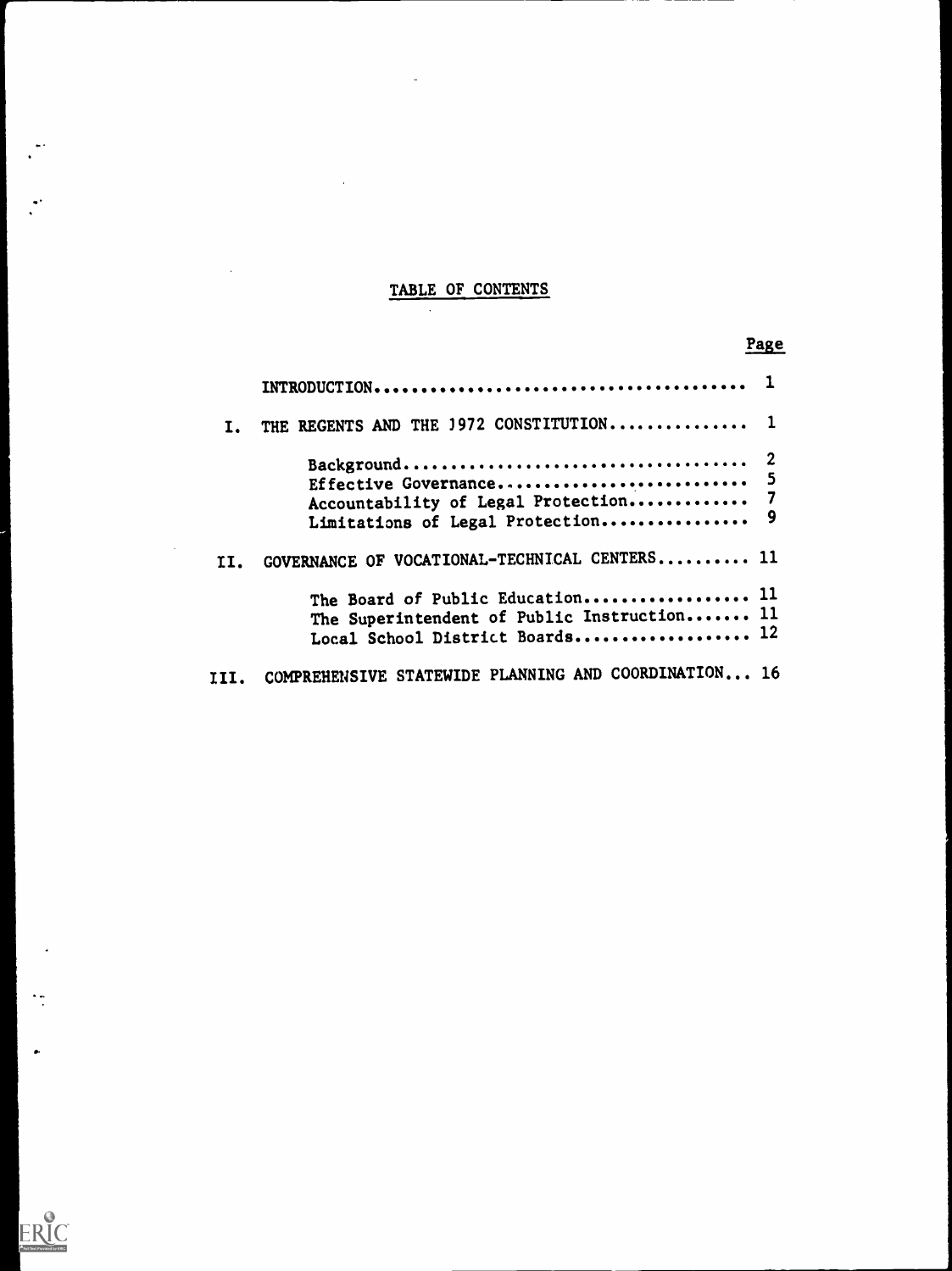# TABLE OF CONTENTS

| | | Page |
|---|---|---|
| | INTRODUCTION | 1 |
| I. | THE REGENTS AND THE 1972 CONSTITUTION | 1 |
| | Background | 2 |
| | Effective Governance | 5 |
| | Accountability of Legal Protection | 7 |
| | Limitations of Legal Protection | 9 |
| II. | GOVERNANCE OF VOCATIONAL-TECHNICAL CENTERS | 11 |
| | The Board of Public Education | 11 |
| | The Superintendent of Public Instruction | 11 |
| | Local School District Boards | 12 |
| III. | COMPREHENSIVE STATEWIDE PLANNING AND COORDINATION | 16 |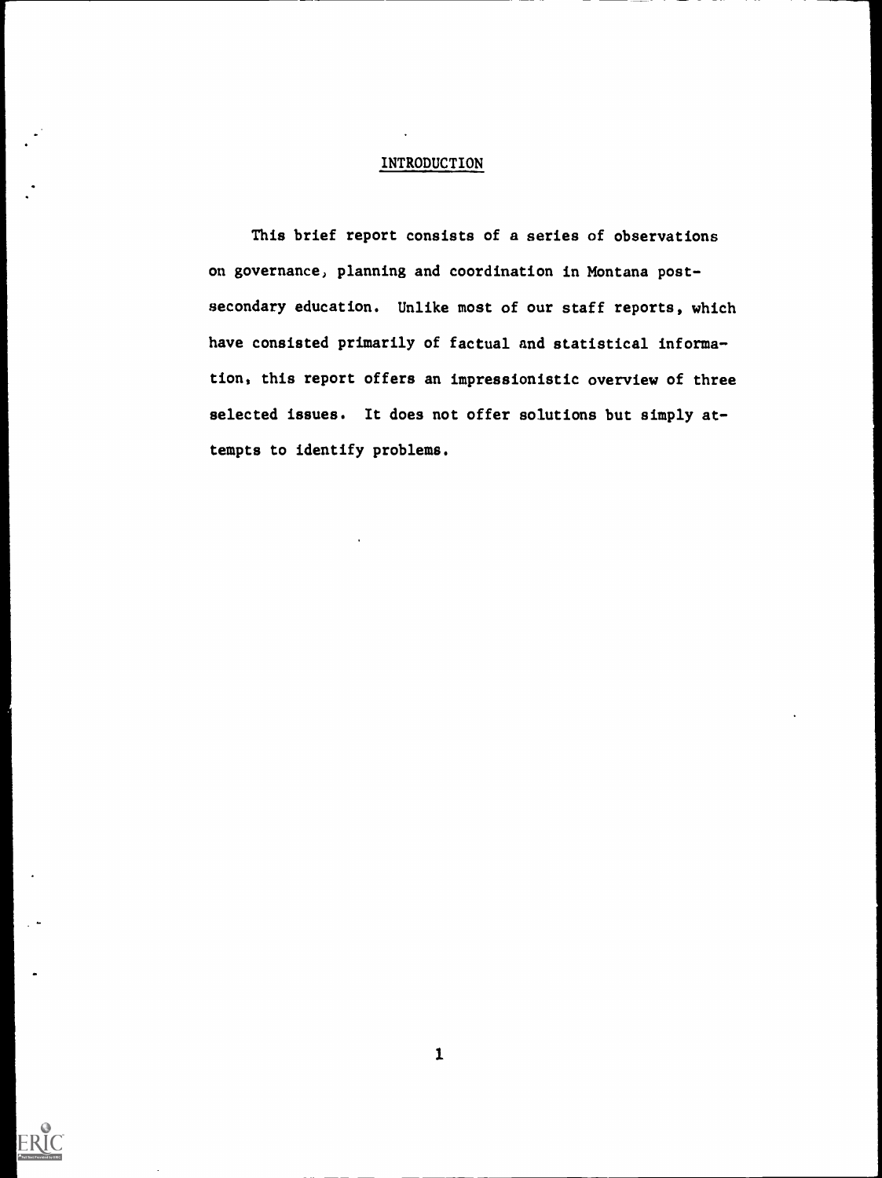## INTRODUCTION

This brief report consists of a series of observations on governance, planning and coordination in Montana post-secondary education. Unlike most of our staff reports, which have consisted primarily of factual and statistical information, this report offers an impressionistic overview of three selected issues. It does not offer solutions but simply attempts to identify problems.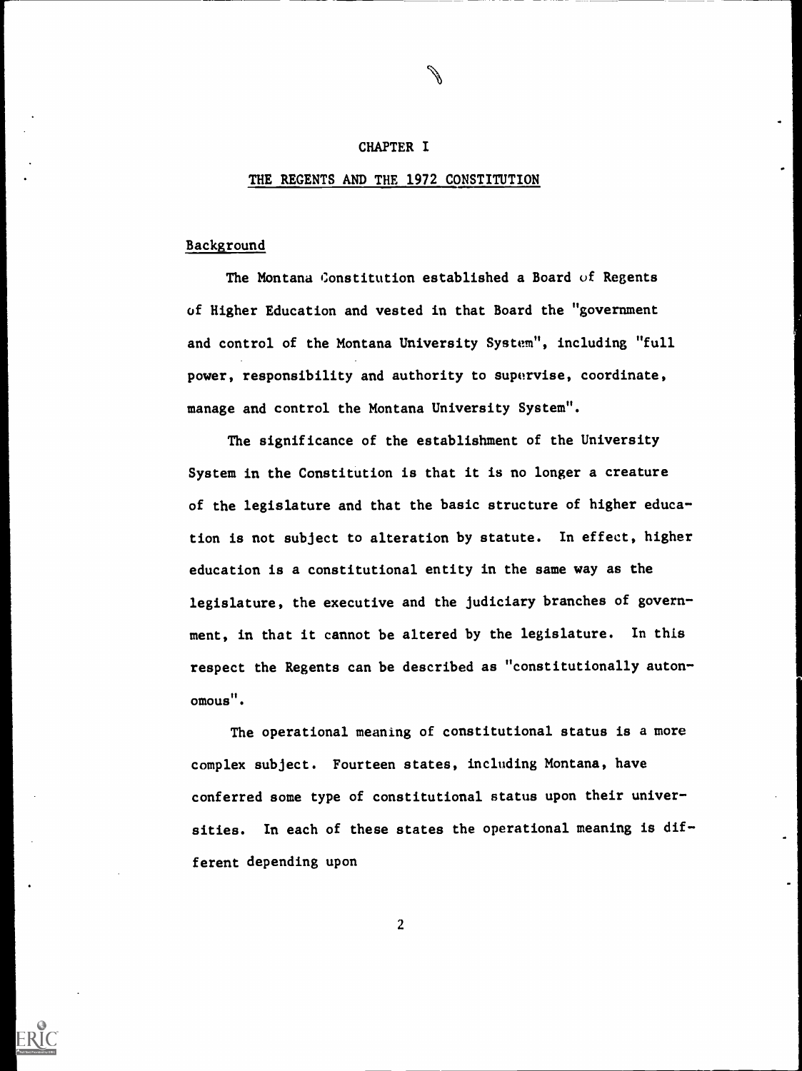# CHAPTER I

## THE REGENTS AND THE 1972 CONSTITUTION

### Background

The Montana Constitution established a Board of Regents of Higher Education and vested in that Board the "government and control of the Montana University System", including "full power, responsibility and authority to supervise, coordinate, manage and control the Montana University System".

The significance of the establishment of the University System in the Constitution is that it is no longer a creature of the legislature and that the basic structure of higher education is not subject to alteration by statute. In effect, higher education is a constitutional entity in the same way as the legislature, the executive and the judiciary branches of government, in that it cannot be altered by the legislature. In this respect the Regents can be described as "constitutionally autonomous".

The operational meaning of constitutional status is a more complex subject. Fourteen states, including Montana, have conferred some type of constitutional status upon their universities. In each of these states the operational meaning is different depending upon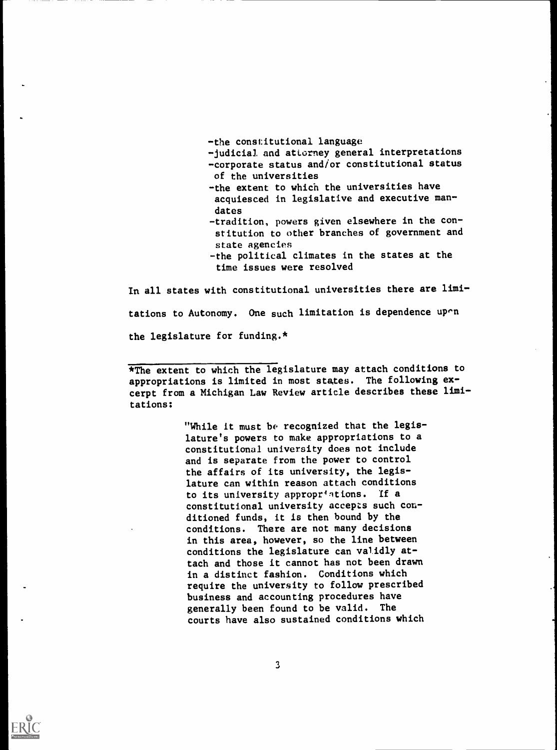- the constitutional language
- judicial and attorney general interpretations
- corporate status and/or constitutional status of the universities
- the extent to which the universities have acquiesced in legislative and executive mandates
- tradition, powers given elsewhere in the constitution to other branches of government and state agencies
- the political climates in the states at the time issues were resolved

In all states with constitutional universities there are limitations to Autonomy. One such limitation is dependence upon the legislature for funding.*

---

*The extent to which the legislature may attach conditions to appropriations is limited in most states. The following excerpt from a Michigan Law Review article describes these limitations:

> "While it must be recognized that the legislature's powers to make appropriations to a constitutional university does not include and is separate from the power to control the affairs of its university, the legislature can within reason attach conditions to its university appropriations. If a constitutional university accepts such conditioned funds, it is then bound by the conditions. There are not many decisions in this area, however, so the line between conditions the legislature can validly attach and those it cannot has not been drawn in a distinct fashion. Conditions which require the university to follow prescribed business and accounting procedures have generally been found to be valid. The courts have also sustained conditions which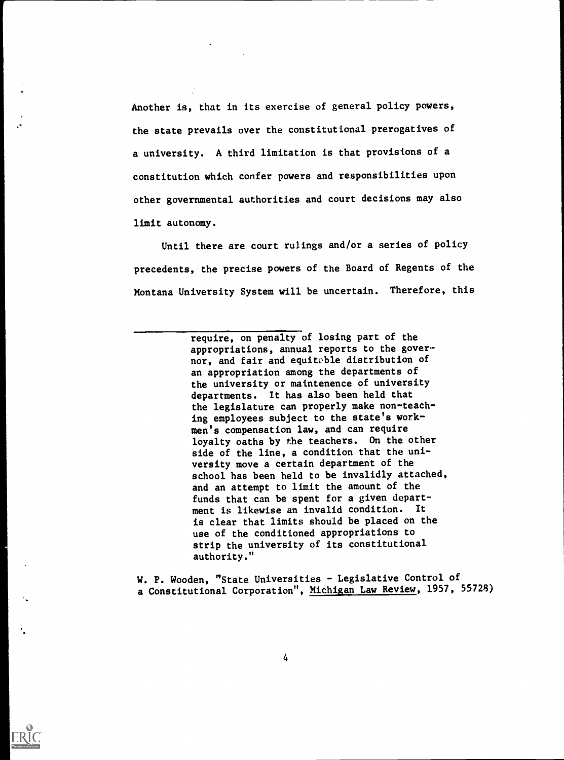Another is, that in its exercise of general policy powers, the state prevails over the constitutional prerogatives of a university. A third limitation is that provisions of a constitution which confer powers and responsibilities upon other governmental authorities and court decisions may also limit autonomy.

Until there are court rulings and/or a series of policy precedents, the precise powers of the Board of Regents of the Montana University System will be uncertain. Therefore, this

---

> require, on penalty of losing part of the appropriations, annual reports to the governor, and fair and equitable distribution of an appropriation among the departments of the university or maintenence of university departments. It has also been held that the legislature can properly make non-teaching employees subject to the state's workmen's compensation law, and can require loyalty oaths by the teachers. On the other side of the line, a condition that the university move a certain department of the school has been held to be invalidly attached, and an attempt to limit the amount of the funds that can be spent for a given department is likewise an invalid condition. It is clear that limits should be placed on the use of the conditioned appropriations to strip the university of its constitutional authority."

W. P. Wooden, "State Universities - Legislative Control of a Constitutional Corporation", Michigan Law Review, 1957, 55728)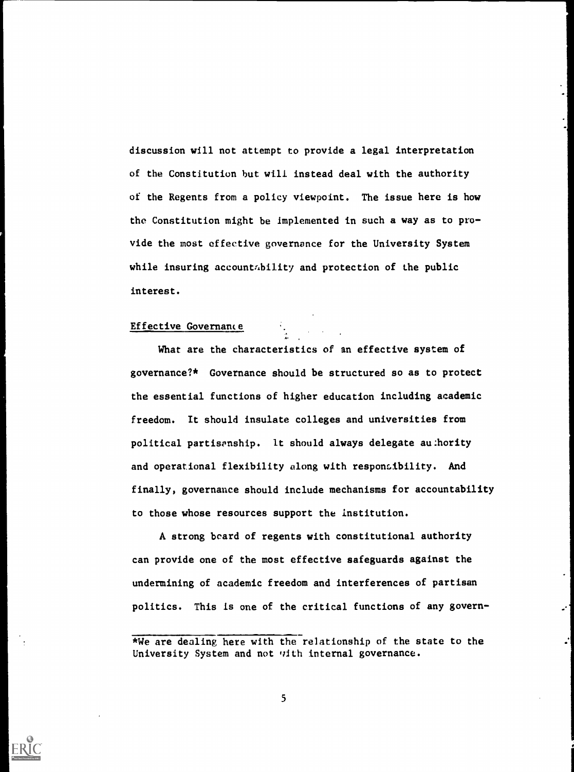discussion will not attempt to provide a legal interpretation of the Constitution but will instead deal with the authority of the Regents from a policy viewpoint. The issue here is how the Constitution might be implemented in such a way as to provide the most effective governance for the University System while insuring accountability and protection of the public interest.

<u>Effective Governance</u>

What are the characteristics of an effective system of governance?* Governance should be structured so as to protect the essential functions of higher education including academic freedom. It should insulate colleges and universities from political partisanship. It should always delegate authority and operational flexibility along with responsibility. And finally, governance should include mechanisms for accountability to those whose resources support the institution.

A strong board of regents with constitutional authority can provide one of the most effective safeguards against the undermining of academic freedom and interferences of partisan politics. This is one of the critical functions of any govern-

---

*We are dealing here with the relationship of the state to the University System and not with internal governance.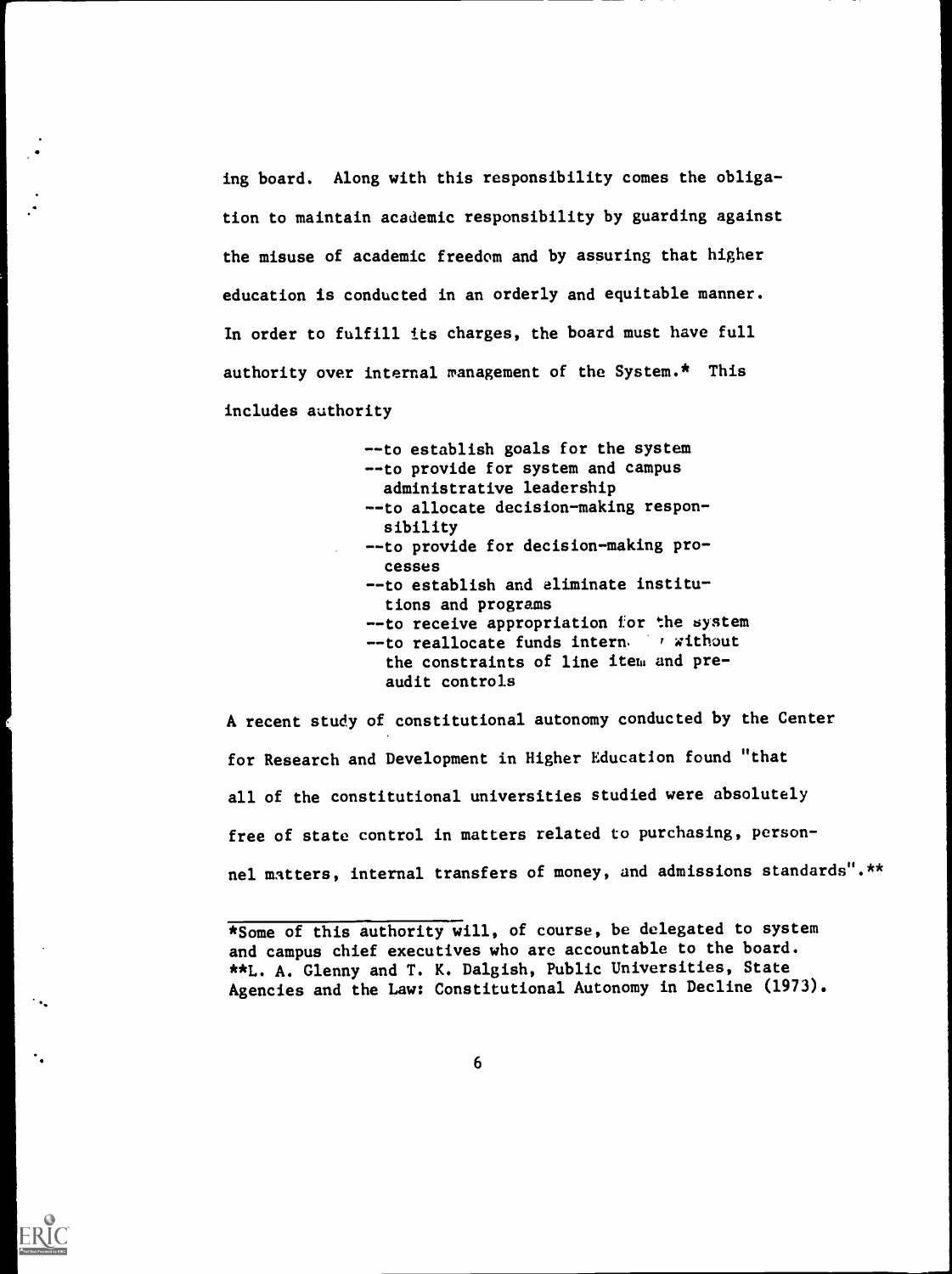ing board. Along with this responsibility comes the obligation to maintain academic responsibility by guarding against the misuse of academic freedom and by assuring that higher education is conducted in an orderly and equitable manner. In order to fulfill its charges, the board must have full authority over internal management of the System.* This includes authority

- --to establish goals for the system
- --to provide for system and campus administrative leadership
- --to allocate decision-making responsibility
- --to provide for decision-making processes
- --to establish and eliminate institutions and programs
- --to receive appropriation for the system
- --to reallocate funds intern ' without the constraints of line item and pre-audit controls

A recent study of constitutional autonomy conducted by the Center for Research and Development in Higher Education found "that all of the constitutional universities studied were absolutely free of state control in matters related to purchasing, personnel matters, internal transfers of money, and admissions standards".**

---

*Some of this authority will, of course, be delegated to system and campus chief executives who are accountable to the board.
**L. A. Glenny and T. K. Dalgish, Public Universities, State Agencies and the Law: Constitutional Autonomy in Decline (1973).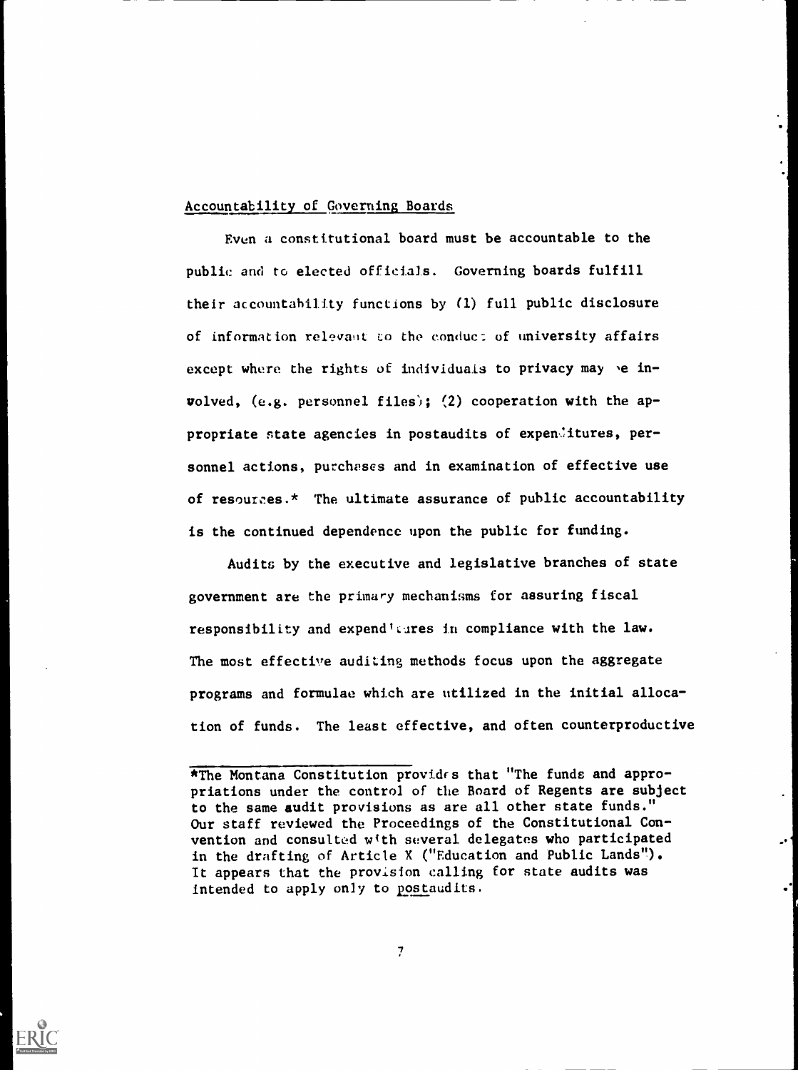Accountability of Governing Boards

Even a constitutional board must be accountable to the public and to elected officials. Governing boards fulfill their accountability functions by (1) full public disclosure of information relevant to the conduct of university affairs except where the rights of individuals to privacy may be involved, (e.g. personnel files); (2) cooperation with the appropriate state agencies in postaudits of expenditures, personnel actions, purchases and in examination of effective use of resources.* The ultimate assurance of public accountability is the continued dependence upon the public for funding.

Audits by the executive and legislative branches of state government are the primary mechanisms for assuring fiscal responsibility and expenditures in compliance with the law. The most effective auditing methods focus upon the aggregate programs and formulae which are utilized in the initial allocation of funds. The least effective, and often counterproductive

---

*The Montana Constitution provides that "The funds and appropriations under the control of the Board of Regents are subject to the same audit provisions as are all other state funds." Our staff reviewed the Proceedings of the Constitutional Convention and consulted with several delegates who participated in the drafting of Article X ("Education and Public Lands"). It appears that the provision calling for state audits was intended to apply only to postaudits.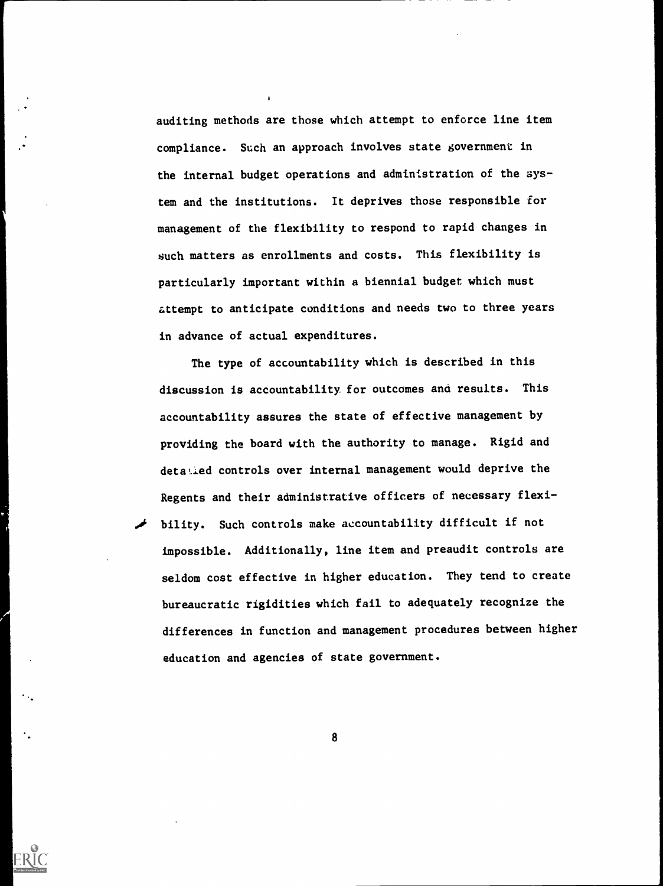auditing methods are those which attempt to enforce line item compliance. Such an approach involves state government in the internal budget operations and administration of the system and the institutions. It deprives those responsible for management of the flexibility to respond to rapid changes in such matters as enrollments and costs. This flexibility is particularly important within a biennial budget which must attempt to anticipate conditions and needs two to three years in advance of actual expenditures.

The type of accountability which is described in this discussion is accountability for outcomes and results. This accountability assures the state of effective management by providing the board with the authority to manage. Rigid and detailed controls over internal management would deprive the Regents and their administrative officers of necessary flexibility. Such controls make accountability difficult if not impossible. Additionally, line item and preaudit controls are seldom cost effective in higher education. They tend to create bureaucratic rigidities which fail to adequately recognize the differences in function and management procedures between higher education and agencies of state government.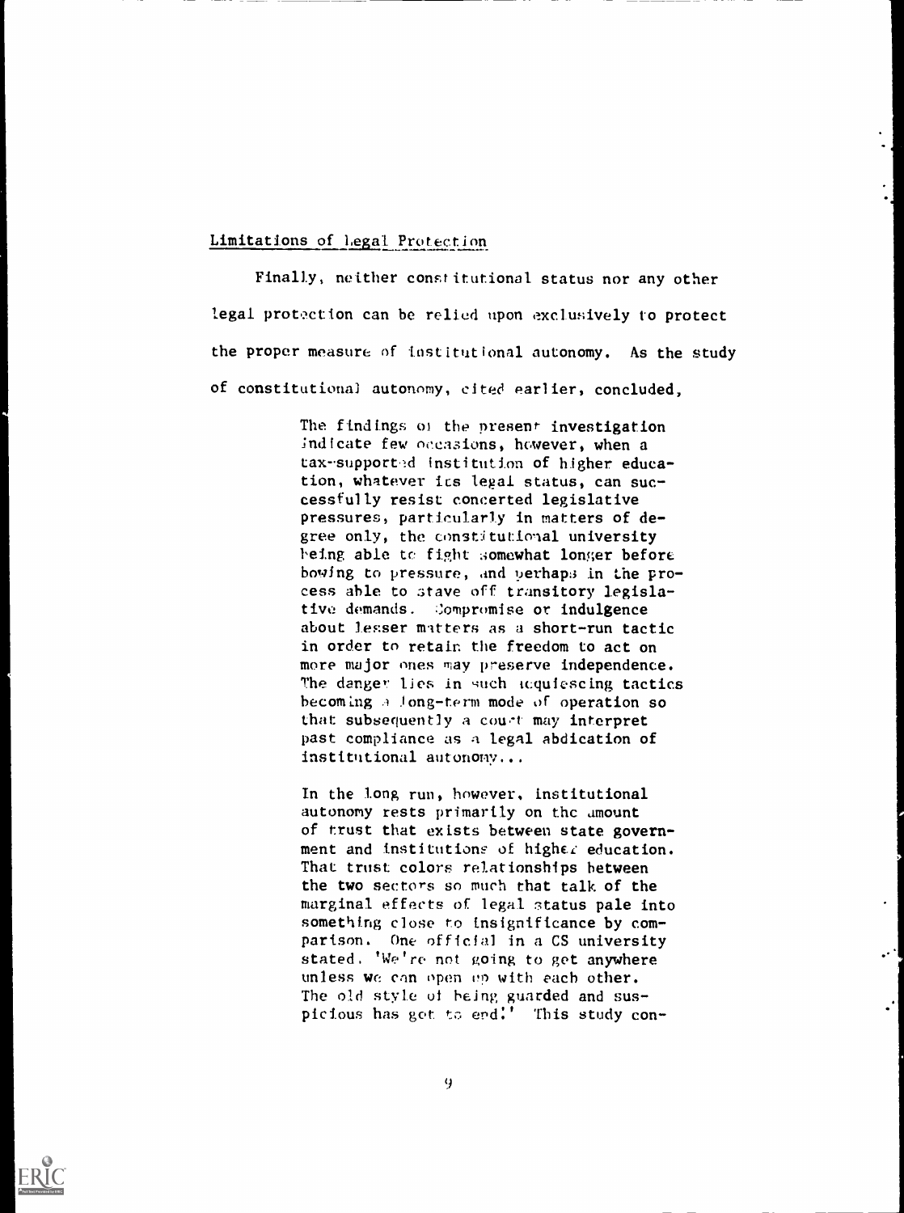Limitations of Legal Protection

Finally, neither constitutional status nor any other legal protection can be relied upon exclusively to protect the proper measure of institutional autonomy. As the study of constitutional autonomy, cited earlier, concluded,

> The findings of the present investigation indicate few occasions, however, when a tax-supported institution of higher education, whatever its legal status, can successfully resist concerted legislative pressures, particularly in matters of degree only, the constitutional university being able to fight somewhat longer before bowing to pressure, and perhaps in the process able to stave off transitory legislative demands. Compromise or indulgence about lesser matters as a short-run tactic in order to retain the freedom to act on more major ones may preserve independence. The danger lies in such acquiescing tactics becoming a long-term mode of operation so that subsequently a court may interpret past compliance as a legal abdication of institutional autonomy...
>
> In the long run, however, institutional autonomy rests primarily on the amount of trust that exists between state government and institutions of higher education. That trust colors relationships between the two sectors so much that talk of the marginal effects of legal status pale into something close to insignificance by comparison. One official in a CS university stated, 'We're not going to get anywhere unless we can open up with each other. The old style of being guarded and suspicious has got to end.' This study con-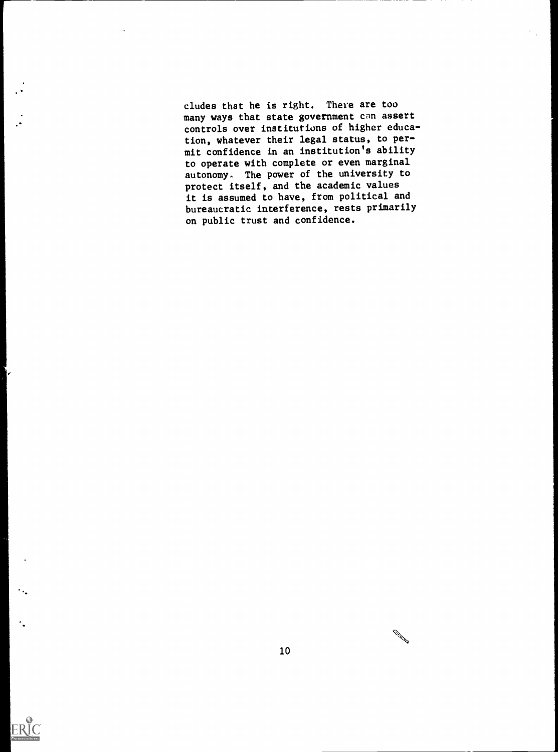cludes that he is right. There are too many ways that state government can assert controls over institutions of higher education, whatever their legal status, to permit confidence in an institution's ability to operate with complete or even marginal autonomy. The power of the university to protect itself, and the academic values it is assumed to have, from political and bureaucratic interference, rests primarily on public trust and confidence.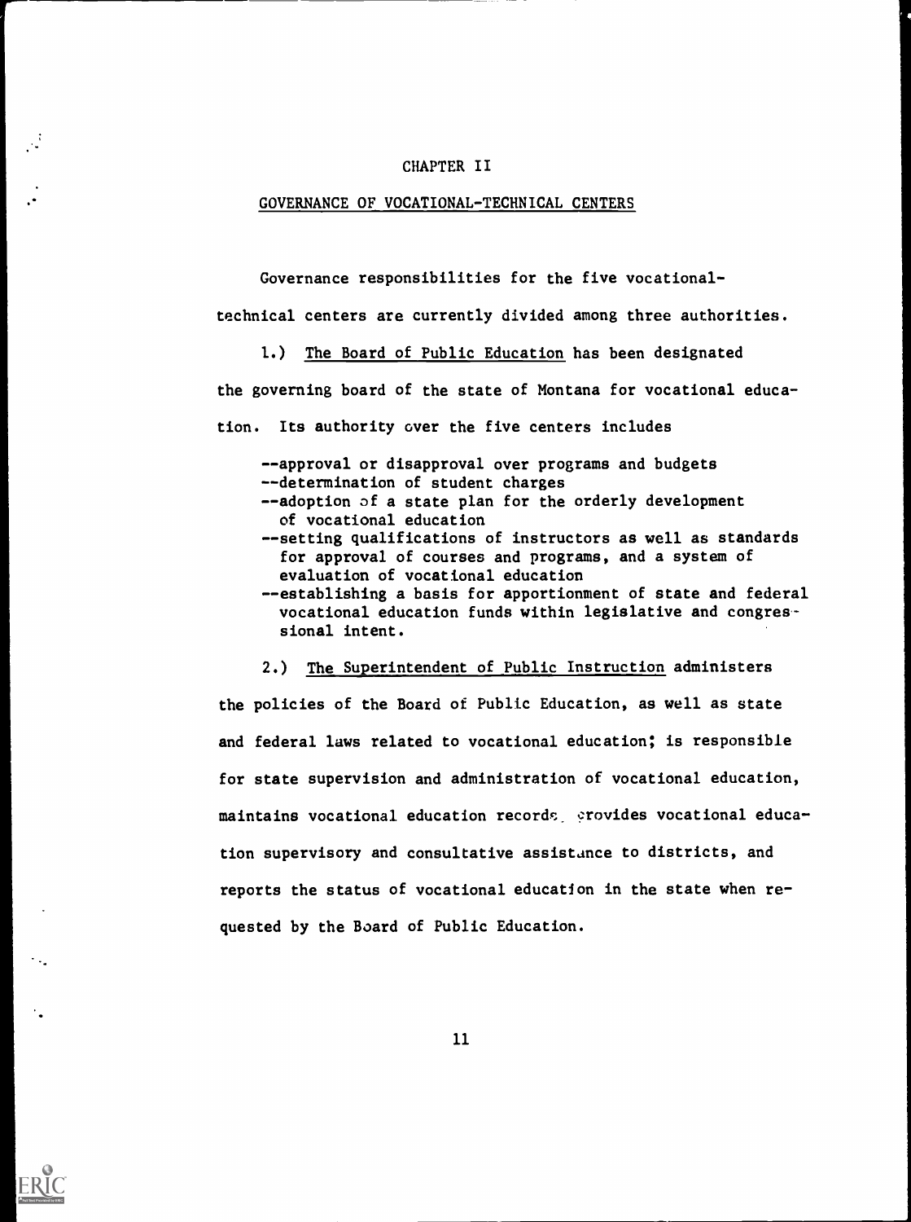## CHAPTER II

## GOVERNANCE OF VOCATIONAL-TECHNICAL CENTERS

Governance responsibilities for the five vocational-technical centers are currently divided among three authorities.

1.) The Board of Public Education has been designated the governing board of the state of Montana for vocational education. Its authority over the five centers includes

- --approval or disapproval over programs and budgets
- --determination of student charges
- --adoption of a state plan for the orderly development of vocational education
- --setting qualifications of instructors as well as standards for approval of courses and programs, and a system of evaluation of vocational education
- --establishing a basis for apportionment of state and federal vocational education funds within legislative and congressional intent.

2.) The Superintendent of Public Instruction administers the policies of the Board of Public Education, as well as state and federal laws related to vocational education; is responsible for state supervision and administration of vocational education, maintains vocational education records, provides vocational education supervisory and consultative assistance to districts, and reports the status of vocational education in the state when requested by the Board of Public Education.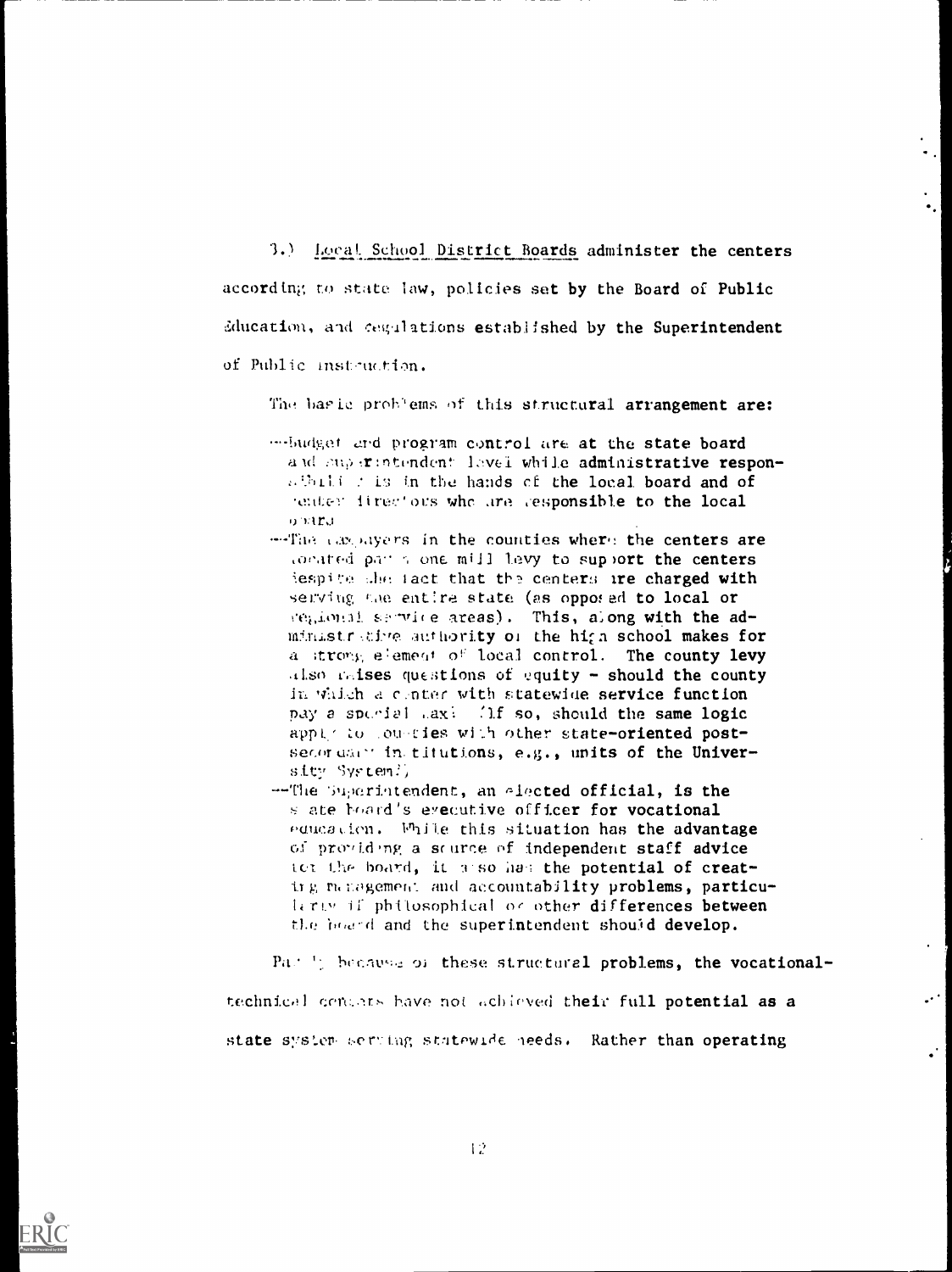3.) Local School District Boards administer the centers according to state law, policies set by the Board of Public Education, and regulations established by the Superintendent of Public Instruction.

The basic problems of this structural arrangement are:

- --budget and program control are at the state board and superintendent level while administrative responsibility is in the hands of the local board and of center directors who are responsible to the local board
- --The taxpayers in the counties where the centers are located pay a one mill levy to support the centers despite the fact that the centers are charged with serving the entire state (as opposed to local or regional service areas). This, along with the administrative authority of the high school makes for a strong element of local control. The county levy also raises questions of equity - should the county in which a center with statewide service function pay a special tax? (If so, should the same logic apply to counties with other state-oriented post-secondary institutions, e.g., units of the University System?)
- --The Superintendent, an elected official, is the state board's executive officer for vocational education. While this situation has the advantage of providing a source of independent staff advice for the board, it also has the potential of creating management and accountability problems, particularly if philosophical or other differences between the board and the superintendent should develop.

Partly because of these structural problems, the vocational-technical centers have not achieved their full potential as a state system serving statewide needs. Rather than operating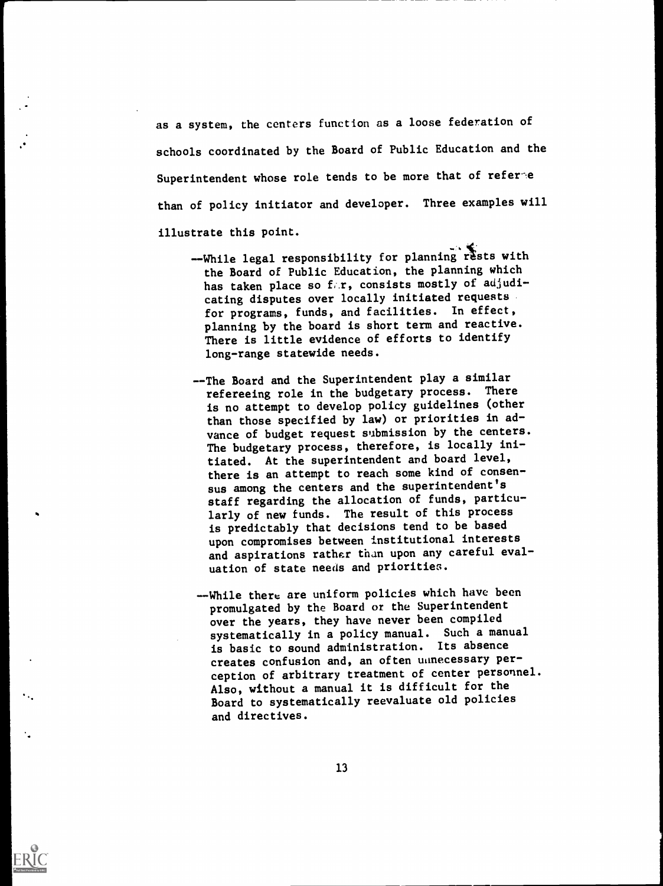as a system, the centers function as a loose federation of schools coordinated by the Board of Public Education and the Superintendent whose role tends to be more that of referee than of policy initiator and developer. Three examples will illustrate this point.

> --While legal responsibility for planning rests with the Board of Public Education, the planning which has taken place so far, consists mostly of adjudicating disputes over locally initiated requests for programs, funds, and facilities. In effect, planning by the board is short term and reactive. There is little evidence of efforts to identify long-range statewide needs.

> --The Board and the Superintendent play a similar refereeing role in the budgetary process. There is no attempt to develop policy guidelines (other than those specified by law) or priorities in advance of budget request submission by the centers. The budgetary process, therefore, is locally initiated. At the superintendent and board level, there is an attempt to reach some kind of consensus among the centers and the superintendent's staff regarding the allocation of funds, particularly of new funds. The result of this process is predictably that decisions tend to be based upon compromises between institutional interests and aspirations rather than upon any careful evaluation of state needs and priorities.

> --While there are uniform policies which have been promulgated by the Board or the Superintendent over the years, they have never been compiled systematically in a policy manual. Such a manual is basic to sound administration. Its absence creates confusion and, an often unnecessary perception of arbitrary treatment of center personnel. Also, without a manual it is difficult for the Board to systematically reevaluate old policies and directives.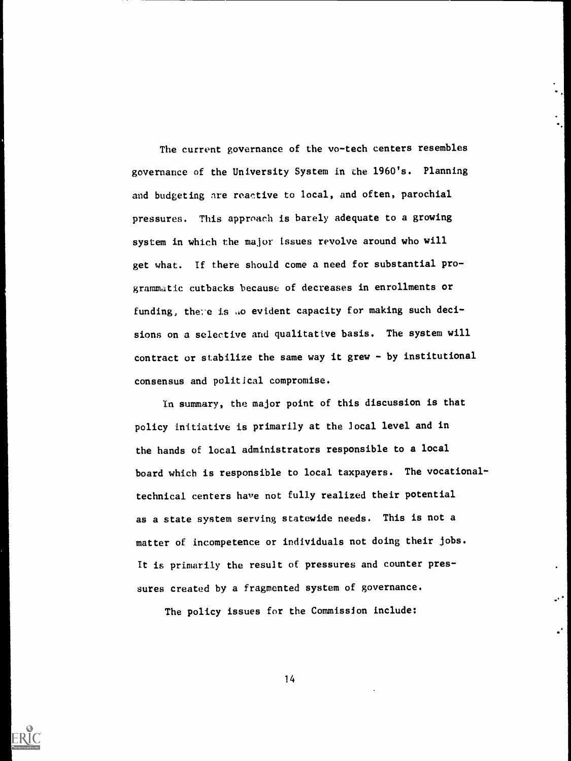The current governance of the vo-tech centers resembles governance of the University System in the 1960's. Planning and budgeting are reactive to local, and often, parochial pressures. This approach is barely adequate to a growing system in which the major issues revolve around who will get what. If there should come a need for substantial programmatic cutbacks because of decreases in enrollments or funding, there is no evident capacity for making such decisions on a selective and qualitative basis. The system will contract or stabilize the same way it grew - by institutional consensus and political compromise.

In summary, the major point of this discussion is that policy initiative is primarily at the local level and in the hands of local administrators responsible to a local board which is responsible to local taxpayers. The vocational-technical centers have not fully realized their potential as a state system serving statewide needs. This is not a matter of incompetence or individuals not doing their jobs. It is primarily the result of pressures and counter pressures created by a fragmented system of governance.

The policy issues for the Commission include: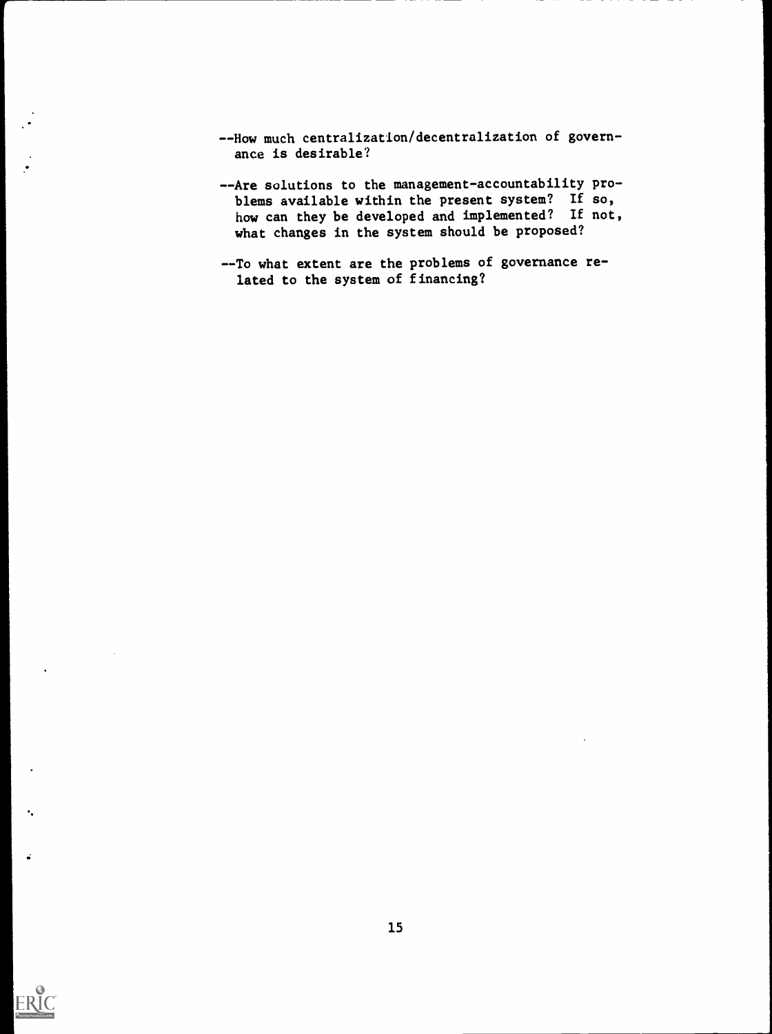--How much centralization/decentralization of governance is desirable?

--Are solutions to the management-accountability problems available within the present system? If so, how can they be developed and implemented? If not, what changes in the system should be proposed?

--To what extent are the problems of governance related to the system of financing?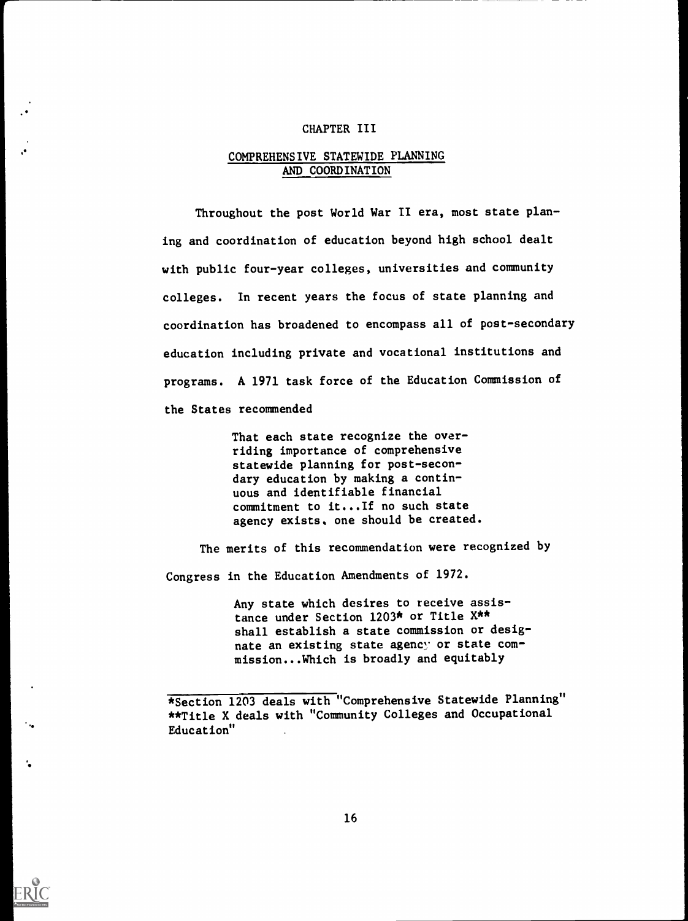# CHAPTER III

## COMPREHENSIVE STATEWIDE PLANNING AND COORDINATION

Throughout the post World War II era, most state planing and coordination of education beyond high school dealt with public four-year colleges, universities and community colleges. In recent years the focus of state planning and coordination has broadened to encompass all of post-secondary education including private and vocational institutions and programs. A 1971 task force of the Education Commission of the States recommended

> That each state recognize the overriding importance of comprehensive statewide planning for post-secondary education by making a continuous and identifiable financial commitment to it...If no such state agency exists, one should be created.

The merits of this recommendation were recognized by Congress in the Education Amendments of 1972.

> Any state which desires to receive assistance under Section 1203* or Title X** shall establish a state commission or designate an existing state agency or state commission...Which is broadly and equitably

---

*Section 1203 deals with "Comprehensive Statewide Planning"
**Title X deals with "Community Colleges and Occupational Education"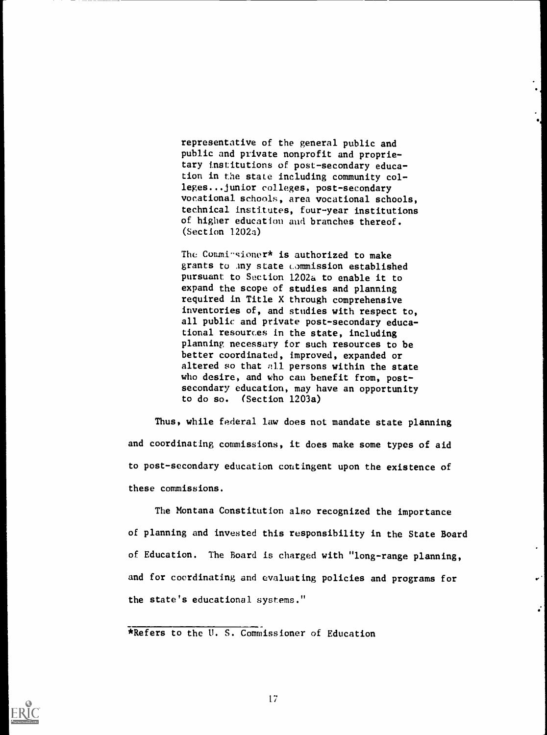> representative of the general public and public and private nonprofit and proprietary institutions of post-secondary education in the state including community colleges...junior colleges, post-secondary vocational schools, area vocational schools, technical institutes, four-year institutions of higher education and branches thereof. (Section 1202a)
>
> The Commissioner* is authorized to make grants to any state commission established pursuant to Section 1202a to enable it to expand the scope of studies and planning required in Title X through comprehensive inventories of, and studies with respect to, all public and private post-secondary educational resources in the state, including planning necessary for such resources to be better coordinated, improved, expanded or altered so that all persons within the state who desire, and who can benefit from, post-secondary education, may have an opportunity to do so. (Section 1203a)

Thus, while federal law does not mandate state planning and coordinating commissions, it does make some types of aid to post-secondary education contingent upon the existence of these commissions.

The Montana Constitution also recognized the importance of planning and invested this responsibility in the State Board of Education. The Board is charged with "long-range planning, and for coordinating and evaluating policies and programs for the state's educational systems."

---

*Refers to the U. S. Commissioner of Education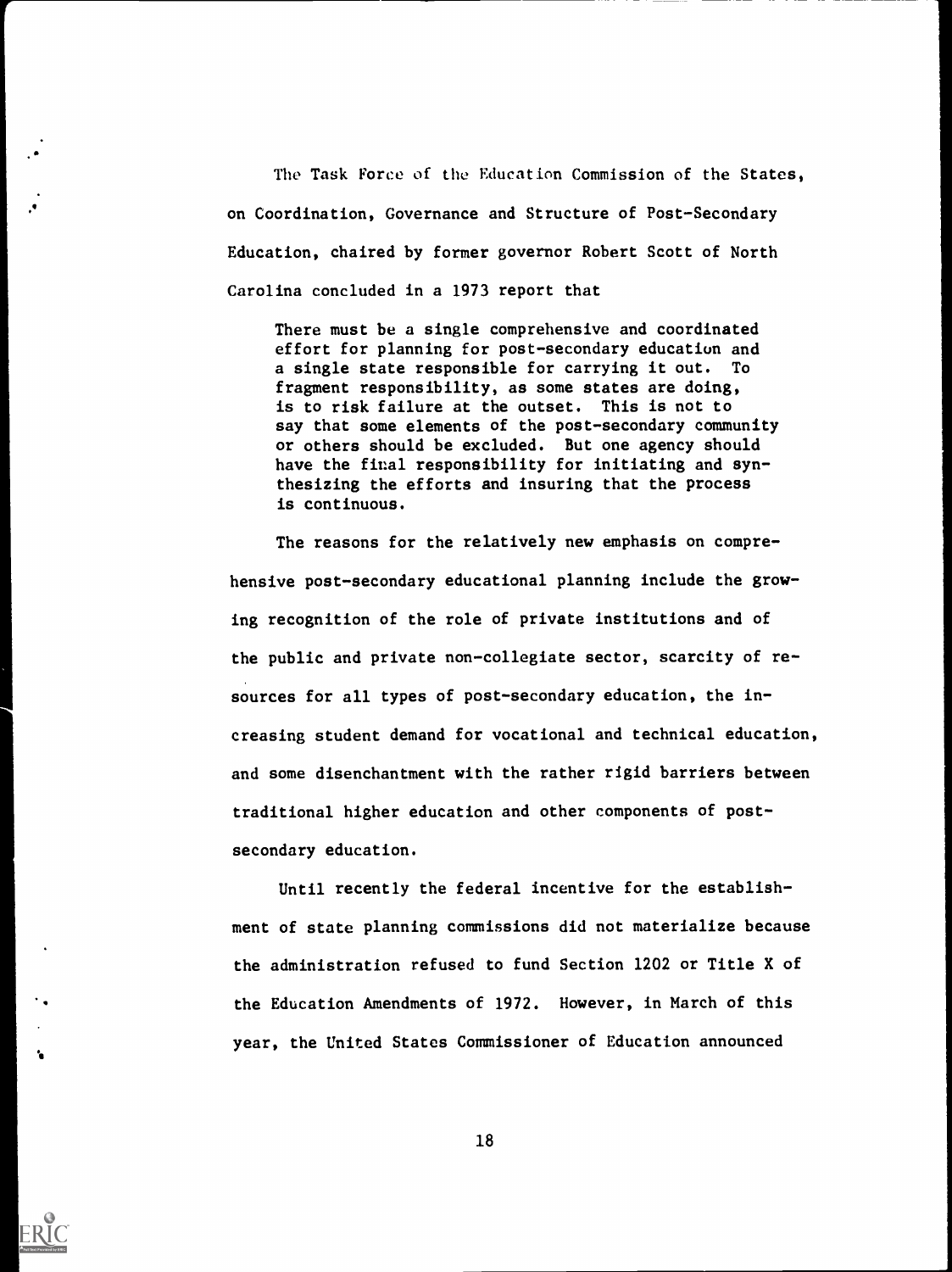The Task Force of the Education Commission of the States, on Coordination, Governance and Structure of Post-Secondary Education, chaired by former governor Robert Scott of North Carolina concluded in a 1973 report that

> There must be a single comprehensive and coordinated effort for planning for post-secondary education and a single state responsible for carrying it out. To fragment responsibility, as some states are doing, is to risk failure at the outset. This is not to say that some elements of the post-secondary community or others should be excluded. But one agency should have the final responsibility for initiating and synthesizing the efforts and insuring that the process is continuous.

The reasons for the relatively new emphasis on comprehensive post-secondary educational planning include the growing recognition of the role of private institutions and of the public and private non-collegiate sector, scarcity of resources for all types of post-secondary education, the increasing student demand for vocational and technical education, and some disenchantment with the rather rigid barriers between traditional higher education and other components of post-secondary education.

Until recently the federal incentive for the establishment of state planning commissions did not materialize because the administration refused to fund Section 1202 or Title X of the Education Amendments of 1972. However, in March of this year, the United States Commissioner of Education announced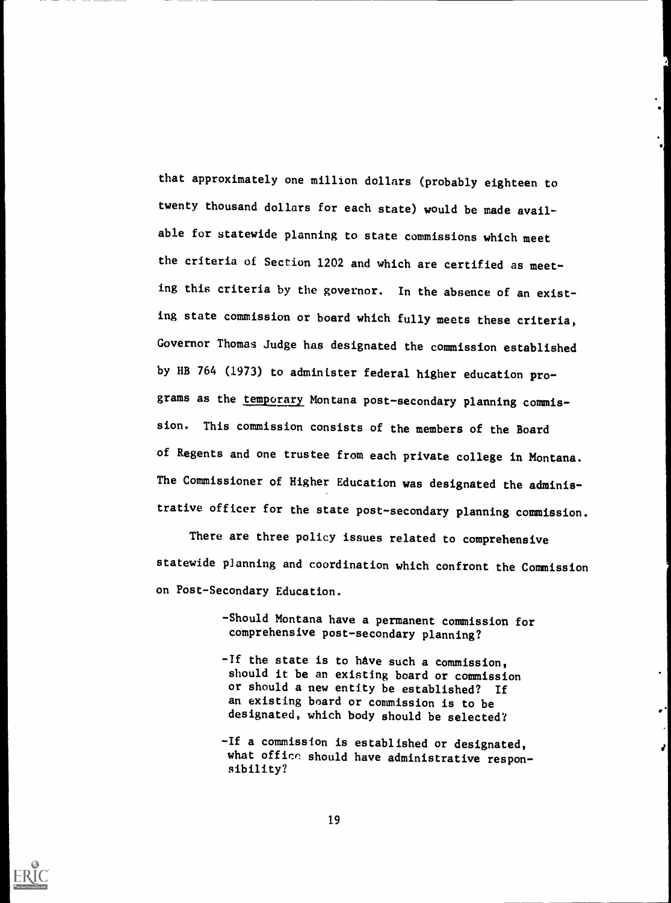that approximately one million dollars (probably eighteen to twenty thousand dollars for each state) would be made available for statewide planning to state commissions which meet the criteria of Section 1202 and which are certified as meeting this criteria by the governor. In the absence of an existing state commission or board which fully meets these criteria, Governor Thomas Judge has designated the commission established by HB 764 (1973) to administer federal higher education programs as the <u>temporary</u> Montana post-secondary planning commission. This commission consists of the members of the Board of Regents and one trustee from each private college in Montana. The Commissioner of Higher Education was designated the administrative officer for the state post-secondary planning commission.

There are three policy issues related to comprehensive statewide planning and coordination which confront the Commission on Post-Secondary Education.

- Should Montana have a permanent commission for comprehensive post-secondary planning?
- If the state is to have such a commission, should it be an existing board or commission or should a new entity be established? If an existing board or commission is to be designated, which body should be selected?
- If a commission is established or designated, what office should have administrative responsibility?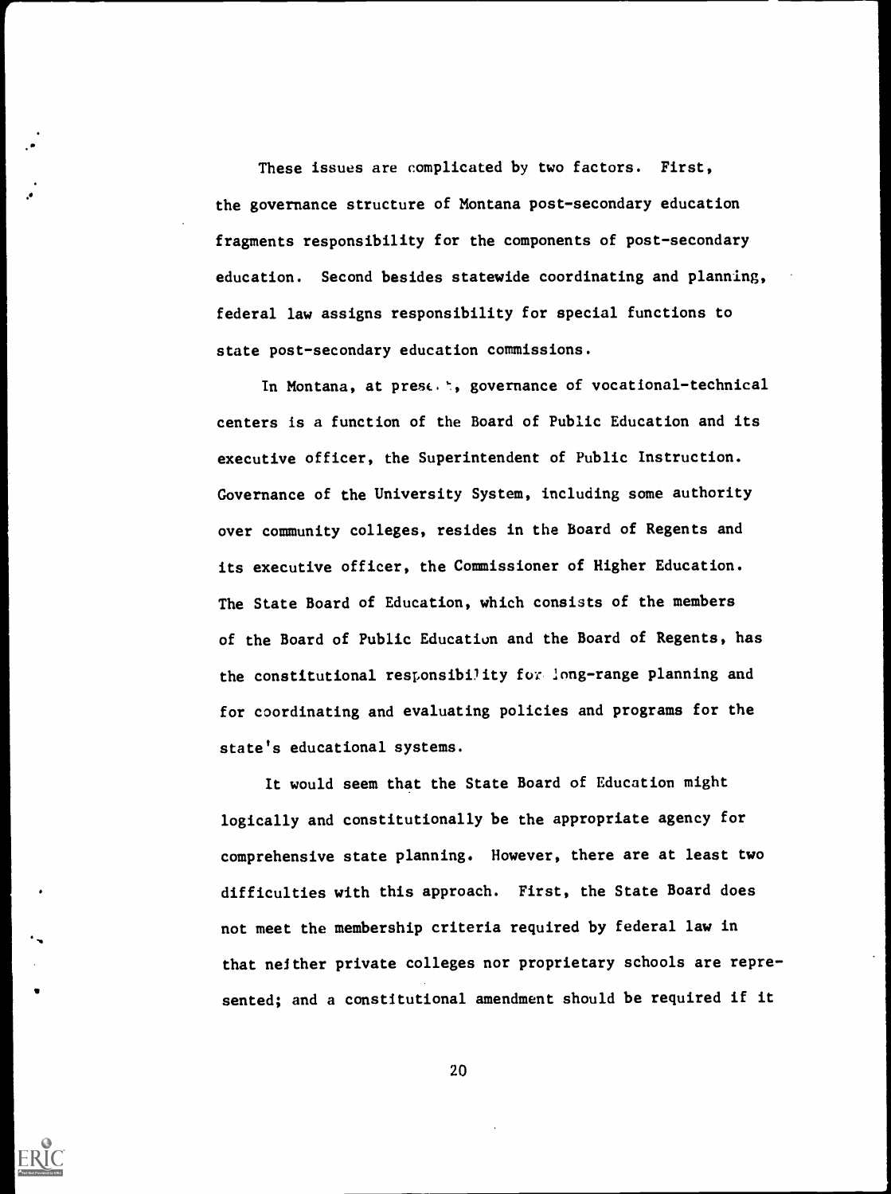These issues are complicated by two factors. First, the governance structure of Montana post-secondary education fragments responsibility for the components of post-secondary education. Second besides statewide coordinating and planning, federal law assigns responsibility for special functions to state post-secondary education commissions.

In Montana, at present, governance of vocational-technical centers is a function of the Board of Public Education and its executive officer, the Superintendent of Public Instruction. Governance of the University System, including some authority over community colleges, resides in the Board of Regents and its executive officer, the Commissioner of Higher Education. The State Board of Education, which consists of the members of the Board of Public Education and the Board of Regents, has the constitutional responsibility for long-range planning and for coordinating and evaluating policies and programs for the state's educational systems.

It would seem that the State Board of Education might logically and constitutionally be the appropriate agency for comprehensive state planning. However, there are at least two difficulties with this approach. First, the State Board does not meet the membership criteria required by federal law in that neither private colleges nor proprietary schools are represented; and a constitutional amendment should be required if it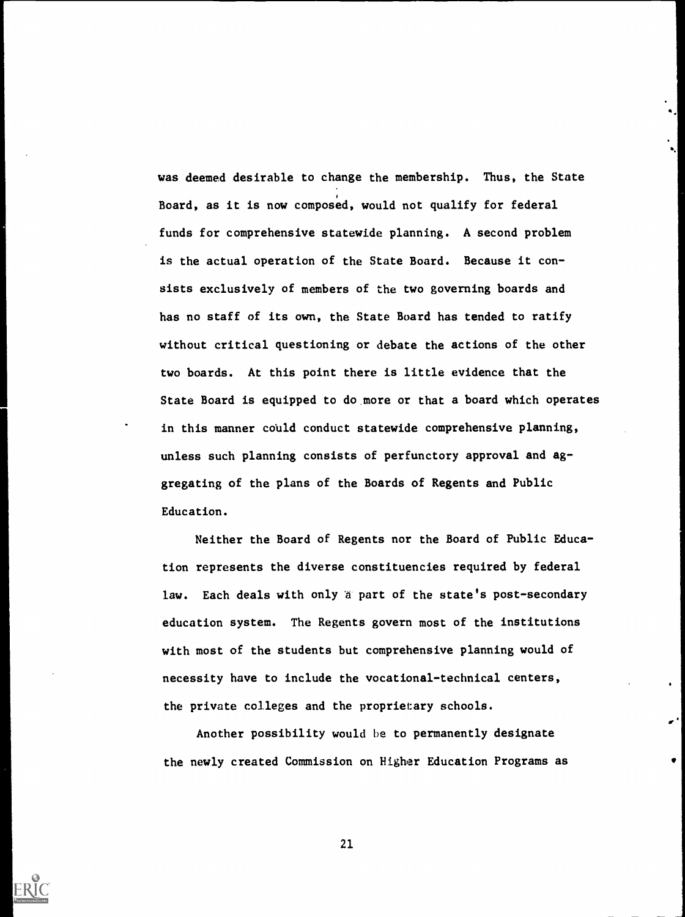was deemed desirable to change the membership. Thus, the State Board, as it is now composed, would not qualify for federal funds for comprehensive statewide planning. A second problem is the actual operation of the State Board. Because it consists exclusively of members of the two governing boards and has no staff of its own, the State Board has tended to ratify without critical questioning or debate the actions of the other two boards. At this point there is little evidence that the State Board is equipped to do more or that a board which operates in this manner could conduct statewide comprehensive planning, unless such planning consists of perfunctory approval and aggregating of the plans of the Boards of Regents and Public Education.

Neither the Board of Regents nor the Board of Public Education represents the diverse constituencies required by federal law. Each deals with only a part of the state's post-secondary education system. The Regents govern most of the institutions with most of the students but comprehensive planning would of necessity have to include the vocational-technical centers, the private colleges and the proprietary schools.

Another possibility would be to permanently designate the newly created Commission on Higher Education Programs as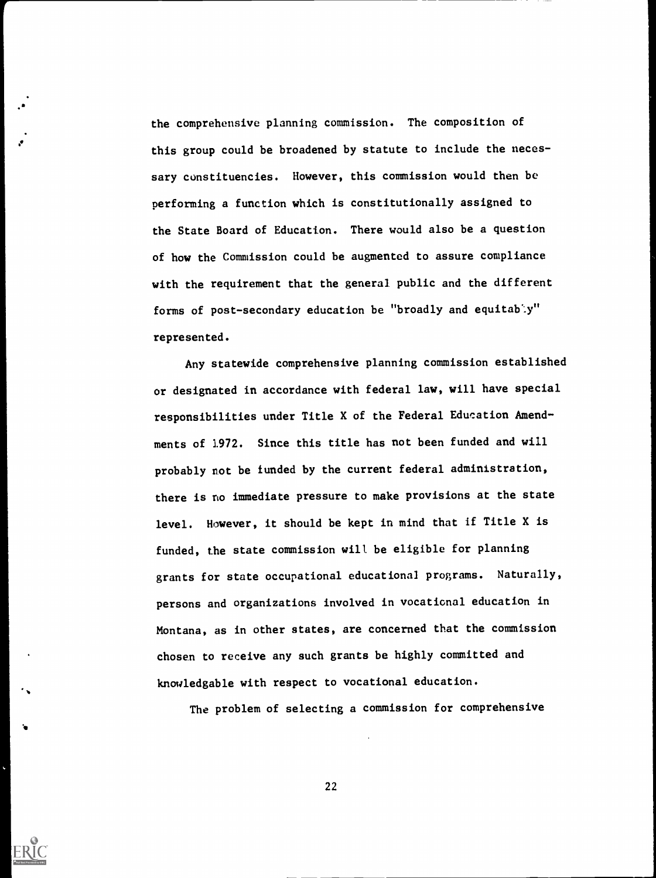the comprehensive planning commission. The composition of this group could be broadened by statute to include the necessary constituencies. However, this commission would then be performing a function which is constitutionally assigned to the State Board of Education. There would also be a question of how the Commission could be augmented to assure compliance with the requirement that the general public and the different forms of post-secondary education be "broadly and equitably" represented.

Any statewide comprehensive planning commission established or designated in accordance with federal law, will have special responsibilities under Title X of the Federal Education Amendments of 1972. Since this title has not been funded and will probably not be funded by the current federal administration, there is no immediate pressure to make provisions at the state level. However, it should be kept in mind that if Title X is funded, the state commission will be eligible for planning grants for state occupational educational programs. Naturally, persons and organizations involved in vocational education in Montana, as in other states, are concerned that the commission chosen to receive any such grants be highly committed and knowledgable with respect to vocational education.

The problem of selecting a commission for comprehensive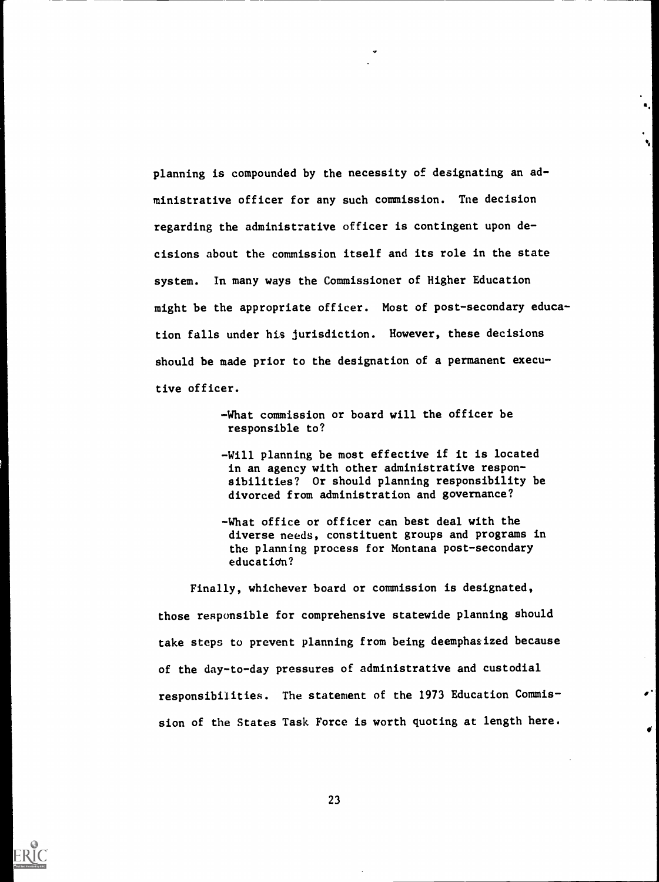planning is compounded by the necessity of designating an administrative officer for any such commission. The decision regarding the administrative officer is contingent upon decisions about the commission itself and its role in the state system. In many ways the Commissioner of Higher Education might be the appropriate officer. Most of post-secondary education falls under his jurisdiction. However, these decisions should be made prior to the designation of a permanent executive officer.

> -What commission or board will the officer be responsible to?
>
> -Will planning be most effective if it is located in an agency with other administrative responsibilities? Or should planning responsibility be divorced from administration and governance?
>
> -What office or officer can best deal with the diverse needs, constituent groups and programs in the planning process for Montana post-secondary education?

Finally, whichever board or commission is designated, those responsible for comprehensive statewide planning should take steps to prevent planning from being deemphasized because of the day-to-day pressures of administrative and custodial responsibilities. The statement of the 1973 Education Commission of the States Task Force is worth quoting at length here.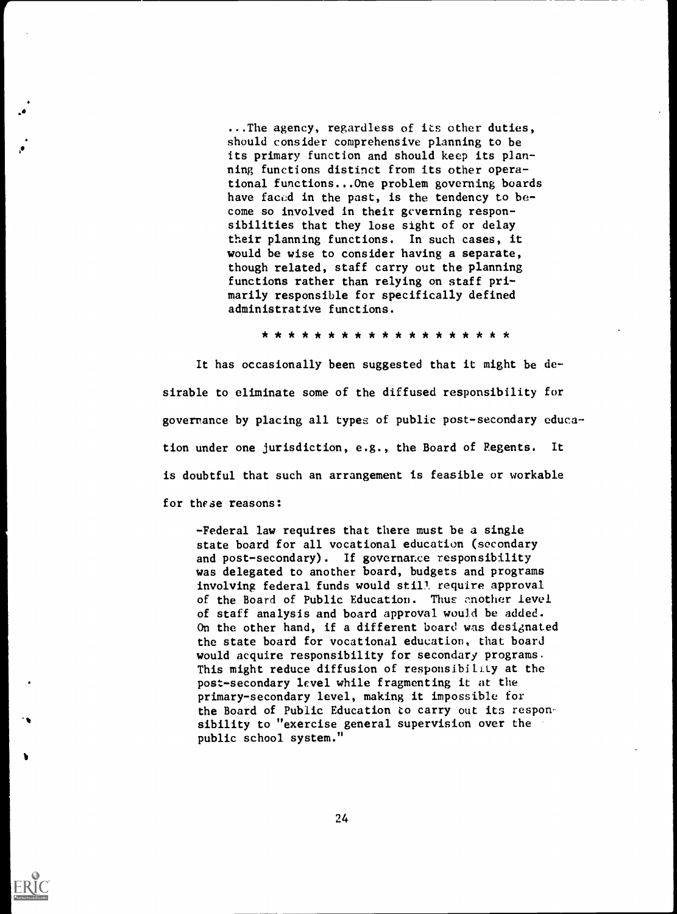> ...The agency, regardless of its other duties, should consider comprehensive planning to be its primary function and should keep its planning functions distinct from its other operational functions...One problem governing boards have faced in the past, is the tendency to become so involved in their governing responsibilities that they lose sight of or delay their planning functions. In such cases, it would be wise to consider having a separate, though related, staff carry out the planning functions rather than relying on staff primarily responsible for specifically defined administrative functions.

* * * * * * * * * * * * * * * * * * *

It has occasionally been suggested that it might be desirable to eliminate some of the diffused responsibility for governance by placing all types of public post-secondary education under one jurisdiction, e.g., the Board of Regents. It is doubtful that such an arrangement is feasible or workable for these reasons:

> -Federal law requires that there must be a single state board for all vocational education (secondary and post-secondary). If governance responsibility was delegated to another board, budgets and programs involving federal funds would still require approval of the Board of Public Education. Thus another level of staff analysis and board approval would be added. On the other hand, if a different board was designated the state board for vocational education, that board would acquire responsibility for secondary programs. This might reduce diffusion of responsibility at the post-secondary level while fragmenting it at the primary-secondary level, making it impossible for the Board of Public Education to carry out its responsibility to "exercise general supervision over the public school system."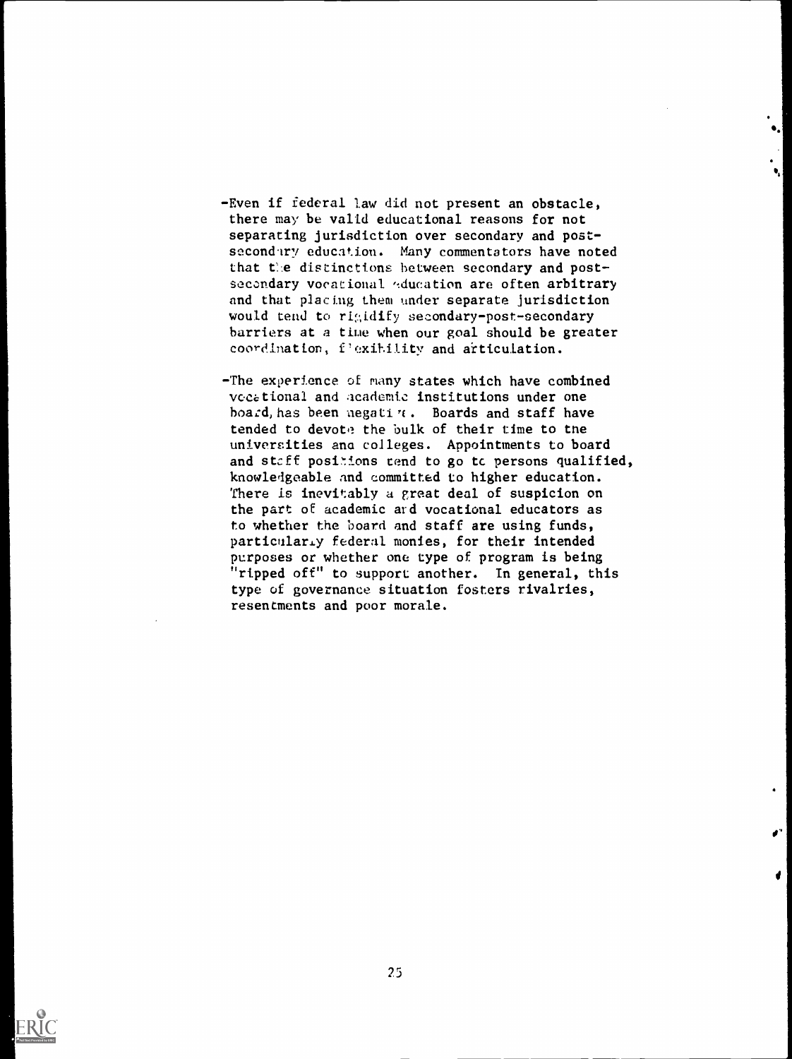-Even if federal law did not present an obstacle, there may be valid educational reasons for not separating jurisdiction over secondary and post-secondary education. Many commentators have noted that the distinctions between secondary and post-secondary vocational education are often arbitrary and that placing them under separate jurisdiction would tend to rigidify secondary-post-secondary barriers at a time when our goal should be greater coordination, flexibility and articulation.

-The experience of many states which have combined vocational and academic institutions under one board, has been negative. Boards and staff have tended to devote the bulk of their time to the universities and colleges. Appointments to board and staff positions tend to go to persons qualified, knowledgeable and committed to higher education. There is inevitably a great deal of suspicion on the part of academic and vocational educators as to whether the board and staff are using funds, particularly federal monies, for their intended purposes or whether one type of program is being "ripped off" to support another. In general, this type of governance situation fosters rivalries, resentments and poor morale.